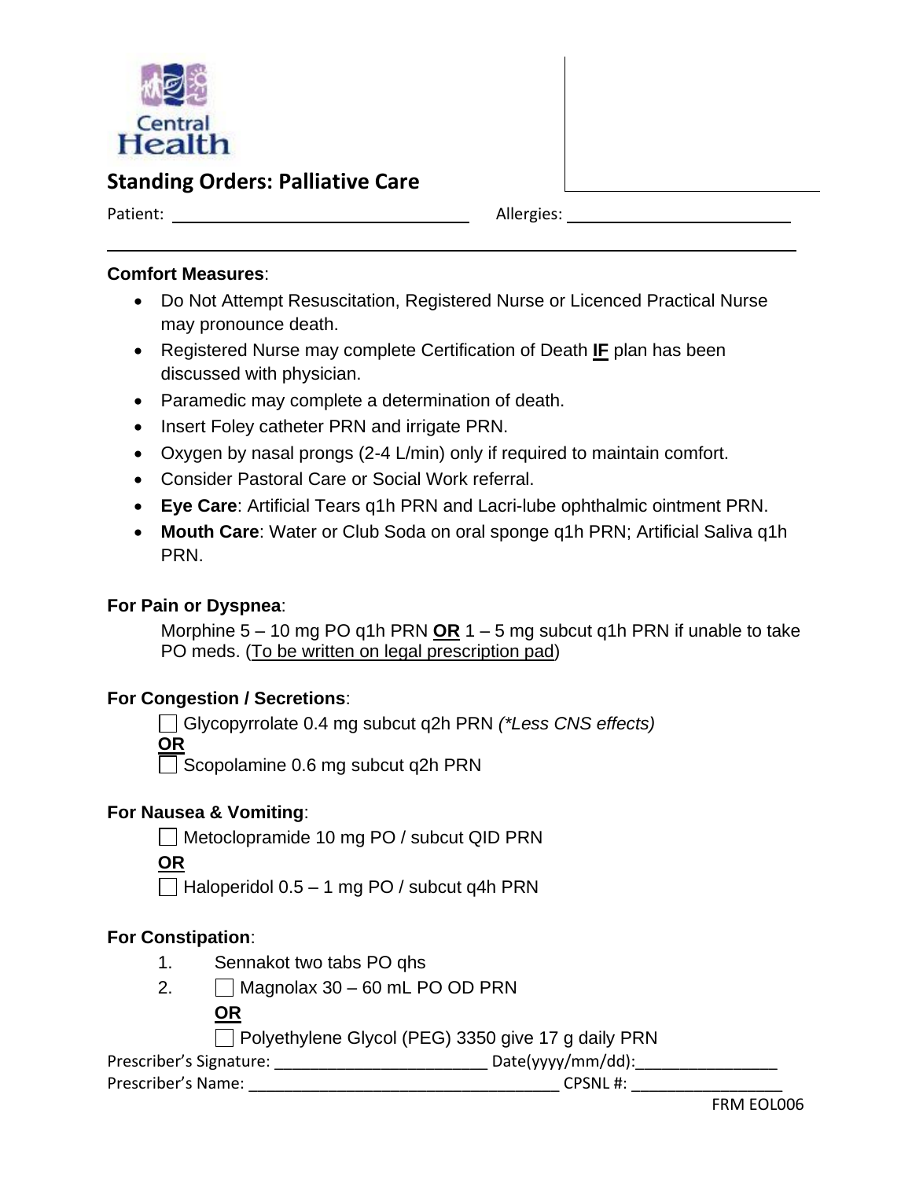Central Health

# Standing Orders: Palliative Care

Patient: ______________________________ Allergies: ______________________________

**Comfort Measures**:

- Do Not Attempt Resuscitation, Registered Nurse or Licenced Practical Nurse may pronounce death.
- Registered Nurse may complete Certification of Death **IF** plan has been discussed with physician.
- Paramedic may complete a determination of death.
- Insert Foley catheter PRN and irrigate PRN.
- Oxygen by nasal prongs (2-4 L/min) only if required to maintain comfort.
- Consider Pastoral Care or Social Work referral.
- **Eye Care**: Artificial Tears q1h PRN and Lacri-lube ophthalmic ointment PRN.
- **Mouth Care**: Water or Club Soda on oral sponge q1h PRN; Artificial Saliva q1h PRN.

**For Pain or Dyspnea**:

Morphine 5 – 10 mg PO q1h PRN **OR** 1 – 5 mg subcut q1h PRN if unable to take PO meds. (To be written on legal prescription pad)

**For Congestion / Secretions**:

☐ Glycopyrrolate 0.4 mg subcut q2h PRN *(\*Less CNS effects)*

**OR**

☐ Scopolamine 0.6 mg subcut q2h PRN

**For Nausea & Vomiting**:

☐ Metoclopramide 10 mg PO / subcut QID PRN

**OR**

☐ Haloperidol 0.5 – 1 mg PO / subcut q4h PRN

**For Constipation**:

1. Sennakot two tabs PO qhs
2. ☐ Magnolax 30 – 60 mL PO OD PRN

   **OR**

   ☐ Polyethylene Glycol (PEG) 3350 give 17 g daily PRN

Prescriber's Signature: ________________________ Date(yyyy/mm/dd):________________

Prescriber's Name: ____________________________________ CPSNL #: __________________

FRM EOL006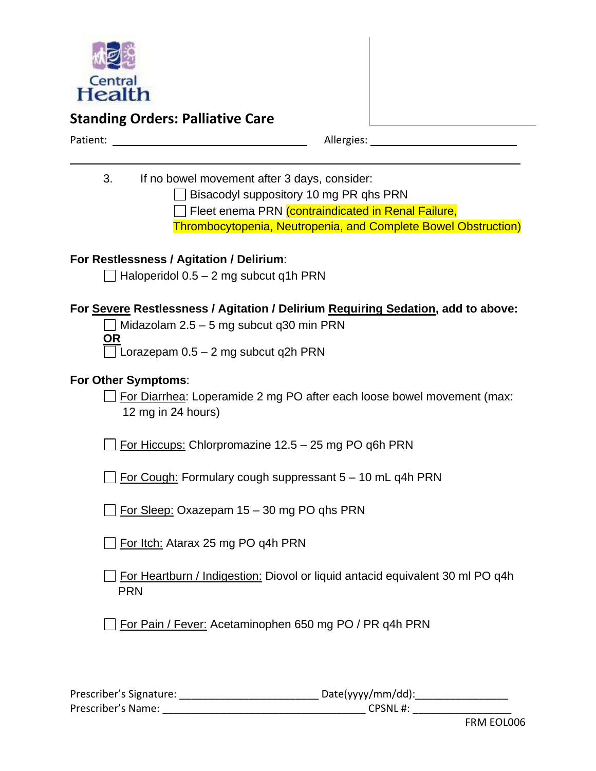Central Health

## Standing Orders: Palliative Care

Patient: ______________________________ Allergies: ______________________________

3. If no bowel movement after 3 days, consider:
   - ☐ Bisacodyl suppository 10 mg PR qhs PRN
   - ☐ Fleet enema PRN (contraindicated in Renal Failure, Thrombocytopenia, Neutropenia, and Complete Bowel Obstruction)

**For Restlessness / Agitation / Delirium**:

- ☐ Haloperidol 0.5 – 2 mg subcut q1h PRN

**For Severe Restlessness / Agitation / Delirium Requiring Sedation, add to above:**

- ☐ Midazolam 2.5 – 5 mg subcut q30 min PRN

**OR**

- ☐ Lorazepam 0.5 – 2 mg subcut q2h PRN

**For Other Symptoms**:

- ☐ For Diarrhea: Loperamide 2 mg PO after each loose bowel movement (max: 12 mg in 24 hours)
- ☐ For Hiccups: Chlorpromazine 12.5 – 25 mg PO q6h PRN
- ☐ For Cough: Formulary cough suppressant 5 – 10 mL q4h PRN
- ☐ For Sleep: Oxazepam 15 – 30 mg PO qhs PRN
- ☐ For Itch: Atarax 25 mg PO q4h PRN
- ☐ For Heartburn / Indigestion: Diovol or liquid antacid equivalent 30 ml PO q4h PRN
- ☐ For Pain / Fever: Acetaminophen 650 mg PO / PR q4h PRN

Prescriber's Signature: ________________________ Date(yyyy/mm/dd):________________

Prescriber's Name: ___________________________________ CPSNL #: __________________

FRM EOL006